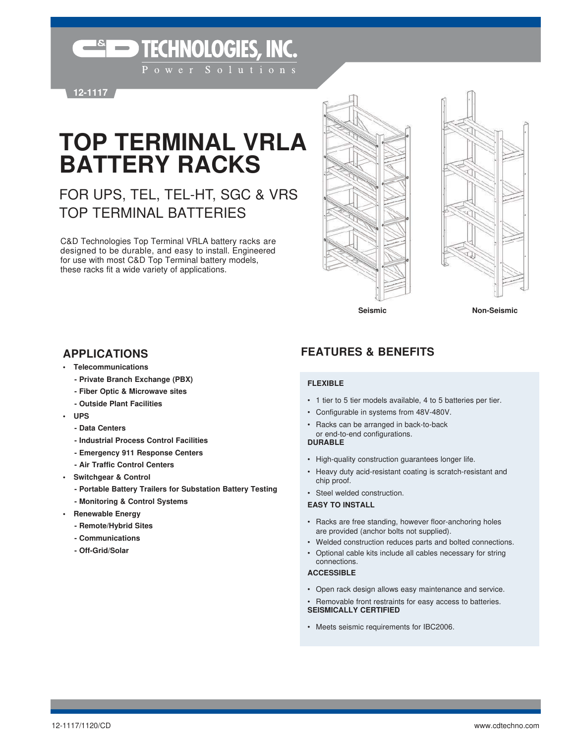C&D TECHNOLOGIES, INC.

Power Solutions

12-1117

# TOP TERMINAL VRLA BATTERY RACKS

## FOR UPS, TEL, TEL-HT, SGC & VRS TOP TERMINAL BATTERIES

C&D Technologies Top Terminal VRLA battery racks are designed to be durable, and easy to install. Engineered for use with most C&D Top Terminal battery models, these racks fit a wide variety of applications.

Seismic

Non-Seismic

## APPLICATIONS

- **Telecommunications**
  - **- Private Branch Exchange (PBX)**
  - **- Fiber Optic & Microwave sites**
  - **- Outside Plant Facilities**
- **UPS**
  - **- Data Centers**
  - **- Industrial Process Control Facilities**
  - **- Emergency 911 Response Centers**
  - **- Air Traffic Control Centers**
- **Switchgear & Control**
  - **- Portable Battery Trailers for Substation Battery Testing**
  - **- Monitoring & Control Systems**
- **Renewable Energy**
  - **- Remote/Hybrid Sites**
  - **- Communications**
  - **- Off-Grid/Solar**

## FEATURES & BENEFITS

**FLEXIBLE**

- 1 tier to 5 tier models available, 4 to 5 batteries per tier.
- Configurable in systems from 48V-480V.
- Racks can be arranged in back-to-back or end-to-end configurations.

**DURABLE**

- High-quality construction guarantees longer life.
- Heavy duty acid-resistant coating is scratch-resistant and chip proof.
- Steel welded construction.

**EASY TO INSTALL**

- Racks are free standing, however floor-anchoring holes are provided (anchor bolts not supplied).
- Welded construction reduces parts and bolted connections.
- Optional cable kits include all cables necessary for string connections.

**ACCESSIBLE**

- Open rack design allows easy maintenance and service.
- Removable front restraints for easy access to batteries.

**SEISMICALLY CERTIFIED**

- Meets seismic requirements for IBC2006.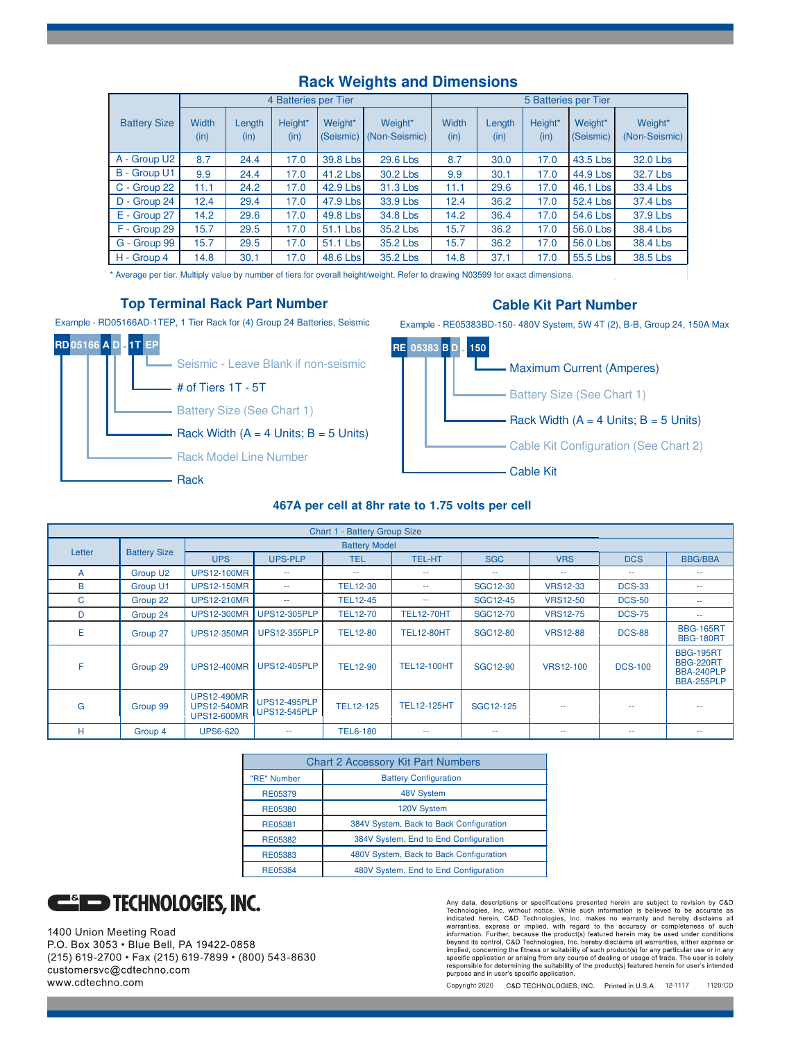## Rack Weights and Dimensions

| Battery Size | 4 Batteries per Tier | | | | | 5 Batteries per Tier | | | | |
|---|---|---|---|---|---|---|---|---|---|---|
| | Width (in) | Length (in) | Height* (in) | Weight* (Seismic) | Weight* (Non-Seismic) | Width (in) | Length (in) | Height* (in) | Weight* (Seismic) | Weight* (Non-Seismic) |
| A - Group U2 | 8.7 | 24.4 | 17.0 | 39.8 Lbs | 29.6 Lbs | 8.7 | 30.0 | 17.0 | 43.5 Lbs | 32.0 Lbs |
| B - Group U1 | 9.9 | 24.4 | 17.0 | 41.2 Lbs | 30.2 Lbs | 9.9 | 30.1 | 17.0 | 44.9 Lbs | 32.7 Lbs |
| C - Group 22 | 11.1 | 24.2 | 17.0 | 42.9 Lbs | 31.3 Lbs | 11.1 | 29.6 | 17.0 | 46.1 Lbs | 33.4 Lbs |
| D - Group 24 | 12.4 | 29.4 | 17.0 | 47.9 Lbs | 33.9 Lbs | 12.4 | 36.2 | 17.0 | 52.4 Lbs | 37.4 Lbs |
| E - Group 27 | 14.2 | 29.6 | 17.0 | 49.8 Lbs | 34.8 Lbs | 14.2 | 36.4 | 17.0 | 54.6 Lbs | 37.9 Lbs |
| F - Group 29 | 15.7 | 29.5 | 17.0 | 51.1 Lbs | 35.2 Lbs | 15.7 | 36.2 | 17.0 | 56.0 Lbs | 38.4 Lbs |
| G - Group 99 | 15.7 | 29.5 | 17.0 | 51.1 Lbs | 35.2 Lbs | 15.7 | 36.2 | 17.0 | 56.0 Lbs | 38.4 Lbs |
| H - Group 4 | 14.8 | 30.1 | 17.0 | 48.6 Lbs | 35.2 Lbs | 14.8 | 37.1 | 17.0 | 55.5 Lbs | 38.5 Lbs |

* Average per tier. Multiply value by number of tiers for overall height/weight. Refer to drawing N03599 for exact dimensions.

### Top Terminal Rack Part Number

Example - RD05166AD-1TEP, 1 Tier Rack for (4) Group 24 Batteries, Seismic

RD 05166 A D - 1T EP

- EP: Seismic - Leave Blank if non-seismic
- 1T: # of Tiers 1T - 5T
- D: Battery Size (See Chart 1)
- A: Rack Width (A = 4 Units; B = 5 Units)
- 05166: Rack Model Line Number
- RD: Rack

### Cable Kit Part Number

Example - RE05383BD-150- 480V System, 5W 4T (2), B-B, Group 24, 150A Max

RE 05383 B D - 150

- 150: Maximum Current (Amperes)
- D: Battery Size (See Chart 1)
- B: Rack Width (A = 4 Units; B = 5 Units)
- 05383: Cable Kit Configuration (See Chart 2)
- RE: Cable Kit

### 467A per cell at 8hr rate to 1.75 volts per cell

| Chart 1 - Battery Group Size | | | | | | | | | |
|---|---|---|---|---|---|---|---|---|---|
| Letter | Battery Size | Battery Model | | | | | | | |
| | | UPS | UPS-PLP | TEL | TEL-HT | SGC | VRS | DCS | BBG/BBA |
| A | Group U2 | UPS12-100MR | -- | -- | -- | -- | -- | -- | -- |
| B | Group U1 | UPS12-150MR | -- | TEL12-30 | -- | SGC12-30 | VRS12-33 | DCS-33 | -- |
| C | Group 22 | UPS12-210MR | -- | TEL12-45 | -- | SGC12-45 | VRS12-50 | DCS-50 | -- |
| D | Group 24 | UPS12-300MR | UPS12-305PLP | TEL12-70 | TEL12-70HT | SGC12-70 | VRS12-75 | DCS-75 | -- |
| E | Group 27 | UPS12-350MR | UPS12-355PLP | TEL12-80 | TEL12-80HT | SGC12-80 | VRS12-88 | DCS-88 | BBG-165RT BBG-180RT |
| F | Group 29 | UPS12-400MR | UPS12-405PLP | TEL12-90 | TEL12-100HT | SGC12-90 | VRS12-100 | DCS-100 | BBG-195RT BBG-220RT BBA-240PLP BBA-255PLP |
| G | Group 99 | UPS12-490MR UPS12-540MR UPS12-600MR | UPS12-495PLP UPS12-545PLP | TEL12-125 | TEL12-125HT | SGC12-125 | -- | -- | -- |
| H | Group 4 | UPS6-620 | -- | TEL6-180 | -- | -- | -- | -- | -- |

| Chart 2 Accessory Kit Part Numbers | |
|---|---|
| "RE" Number | Battery Configuration |
| RE05379 | 48V System |
| RE05380 | 120V System |
| RE05381 | 384V System, Back to Back Configuration |
| RE05382 | 384V System, End to End Configuration |
| RE05383 | 480V System, Back to Back Configuration |
| RE05384 | 480V System, End to End Configuration |

**C&D TECHNOLOGIES, INC.**

1400 Union Meeting Road
P.O. Box 3053 • Blue Bell, PA 19422-0858
(215) 619-2700 • Fax (215) 619-7899 • (800) 543-8630
customersvc@cdtechno.com
www.cdtechno.com

Any data, descriptions or specifications presented herein are subject to revision by C&D Technologies, Inc. without notice. While such information is believed to be accurate as indicated herein, C&D Technologies, Inc. makes no warranty and hereby disclaims all warranties, express or implied, with regard to the accuracy or completeness of such information. Further, because the product(s) featured herein may be used under conditions beyond its control, C&D Technologies, Inc. hereby disclaims all warranties, either express or implied, concerning the fitness or suitability of such product(s) for any particular use or in any specific application or arising from any course of dealing or usage of trade. The user is solely responsible for determining the suitability of the product(s) featured herein for user's intended purpose and in user's specific application.

Copyright 2020 C&D TECHNOLOGIES, INC. Printed in U.S.A. 12-1117 1120/CD